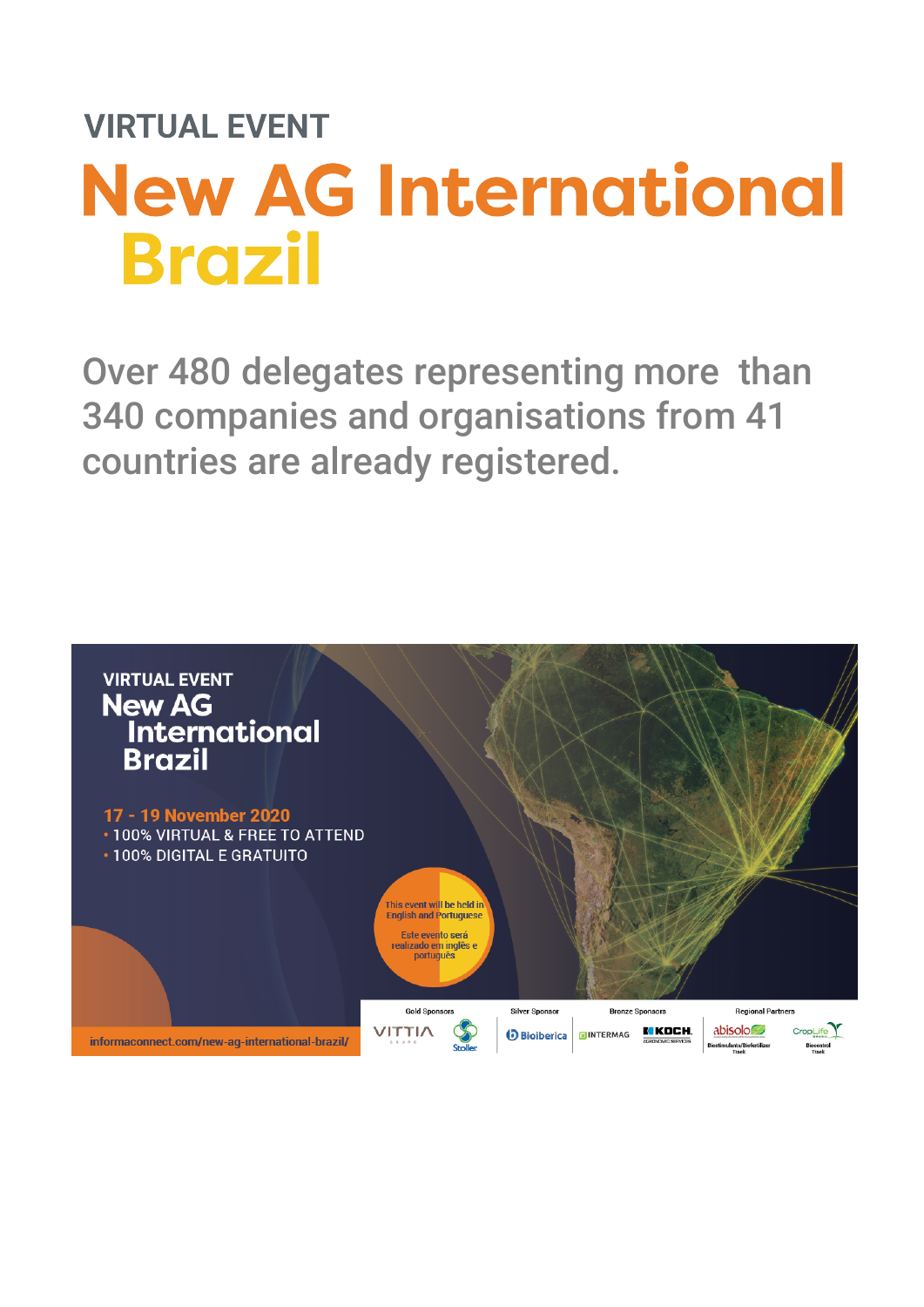VIRTUAL EVENT

# New AG International Brazil

Over 480 delegates representing more than 340 companies and organisations from 41 countries are already registered.

VIRTUAL EVENT

New AG International Brazil

17 - 19 November 2020

- 100% VIRTUAL & FREE TO ATTEND
- 100% DIGITAL E GRATUITO

This event will be held in English and Portuguese

Este evento será realizado em inglês e português

informaconnect.com/new-ag-international-brazil/

Gold Sponsors: VITTIA, Stoller

Silver Sponsor: Bioiberica

Bronze Sponsors: INTERMAG, KOCH

Regional Partners: abisolo, CropLife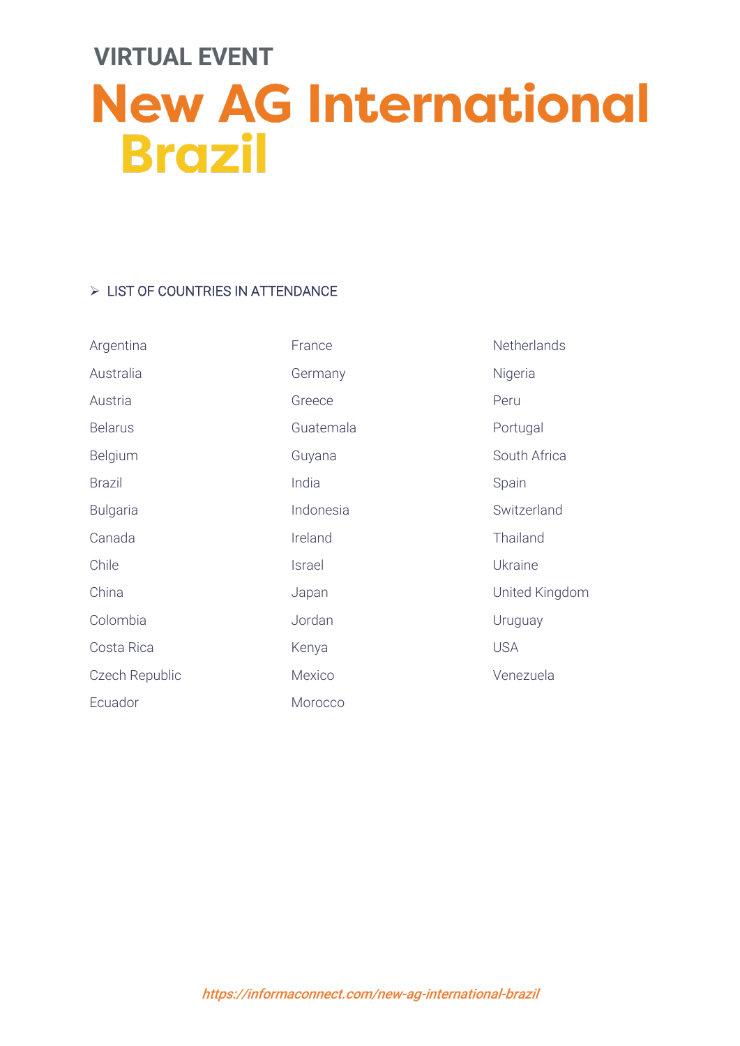VIRTUAL EVENT

# New AG International Brazil

➢ LIST OF COUNTRIES IN ATTENDANCE

Argentina
Australia
Austria
Belarus
Belgium
Brazil
Bulgaria
Canada
Chile
China
Colombia
Costa Rica
Czech Republic
Ecuador
France
Germany
Greece
Guatemala
Guyana
India
Indonesia
Ireland
Israel
Japan
Jordan
Kenya
Mexico
Morocco
Netherlands
Nigeria
Peru
Portugal
South Africa
Spain
Switzerland
Thailand
Ukraine
United Kingdom
Uruguay
USA
Venezuela

*https://informaconnect.com/new-ag-international-brazil*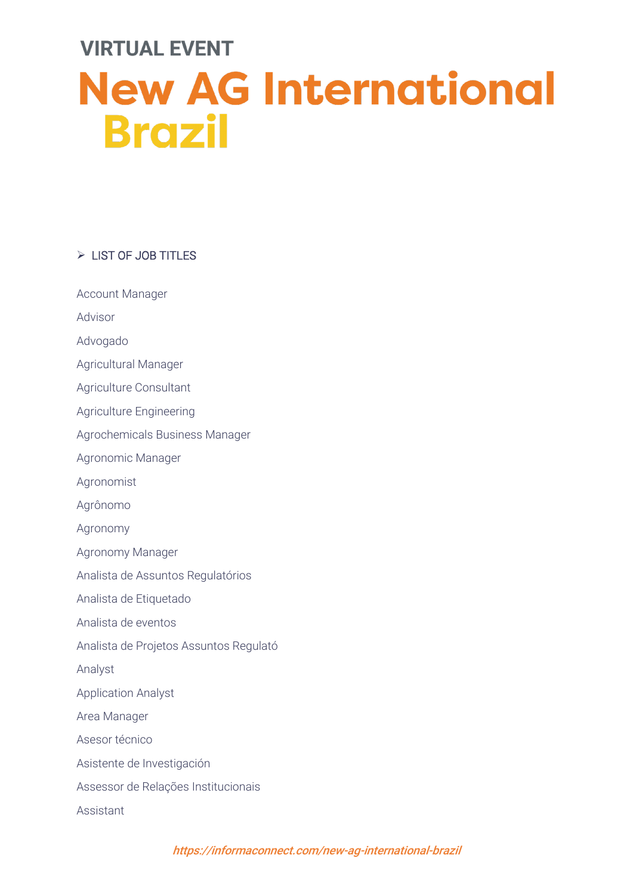VIRTUAL EVENT

# New AG International Brazil

- LIST OF JOB TITLES

Account Manager

Advisor

Advogado

Agricultural Manager

Agriculture Consultant

Agriculture Engineering

Agrochemicals Business Manager

Agronomic Manager

Agronomist

Agrônomo

Agronomy

Agronomy Manager

Analista de Assuntos Regulatórios

Analista de Etiquetado

Analista de eventos

Analista de Projetos Assuntos Regulató

Analyst

Application Analyst

Area Manager

Asesor técnico

Asistente de Investigación

Assessor de Relações Institucionais

Assistant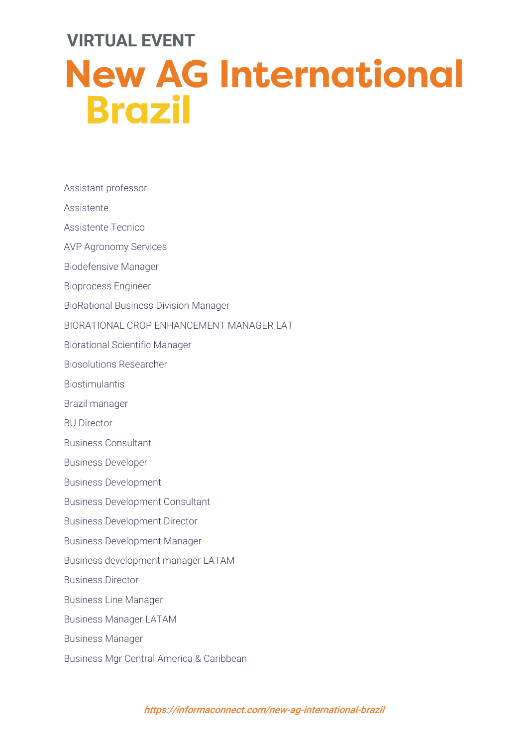# VIRTUAL EVENT

# New AG International Brazil

Assistant professor

Assistente

Assistente Tecnico

AVP Agronomy Services

Biodefensive Manager

Bioprocess Engineer

BioRational Business Division Manager

BIORATIONAL CROP ENHANCEMENT MANAGER LAT

Biorational Scientific Manager

Biosolutions Researcher

Biostimulantis

Brazil manager

BU Director

Business Consultant

Business Developer

Business Development

Business Development Consultant

Business Development Director

Business Development Manager

Business development manager LATAM

Business Director

Business Line Manager

Business Manager LATAM

Business Manager

Business Mgr Central America & Caribbean

https://informaconnect.com/new-ag-international-brazil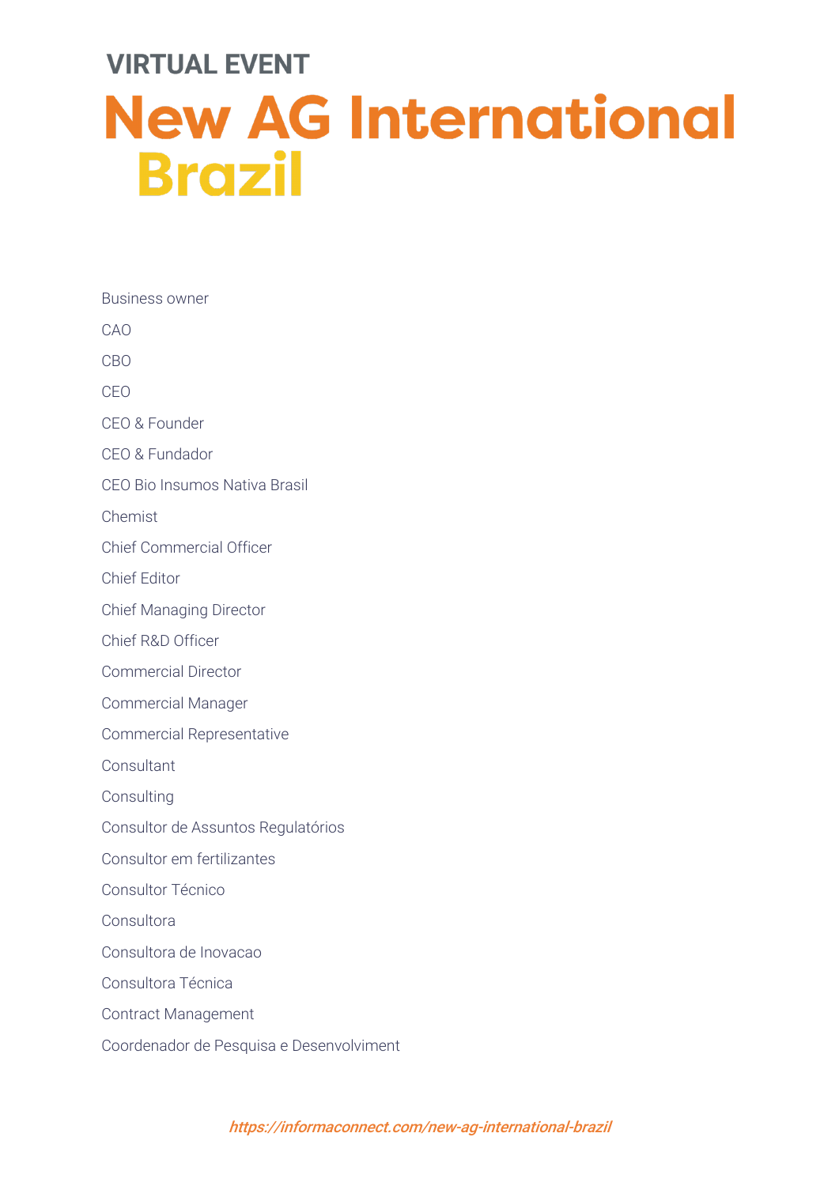VIRTUAL EVENT

# New AG International Brazil

Business owner

CAO

CBO

CEO

CEO & Founder

CEO & Fundador

CEO Bio Insumos Nativa Brasil

Chemist

Chief Commercial Officer

Chief Editor

Chief Managing Director

Chief R&D Officer

Commercial Director

Commercial Manager

Commercial Representative

Consultant

Consulting

Consultor de Assuntos Regulatórios

Consultor em fertilizantes

Consultor Técnico

Consultora

Consultora de Inovacao

Consultora Técnica

Contract Management

Coordenador de Pesquisa e Desenvolviment

*https://informaconnect.com/new-ag-international-brazil*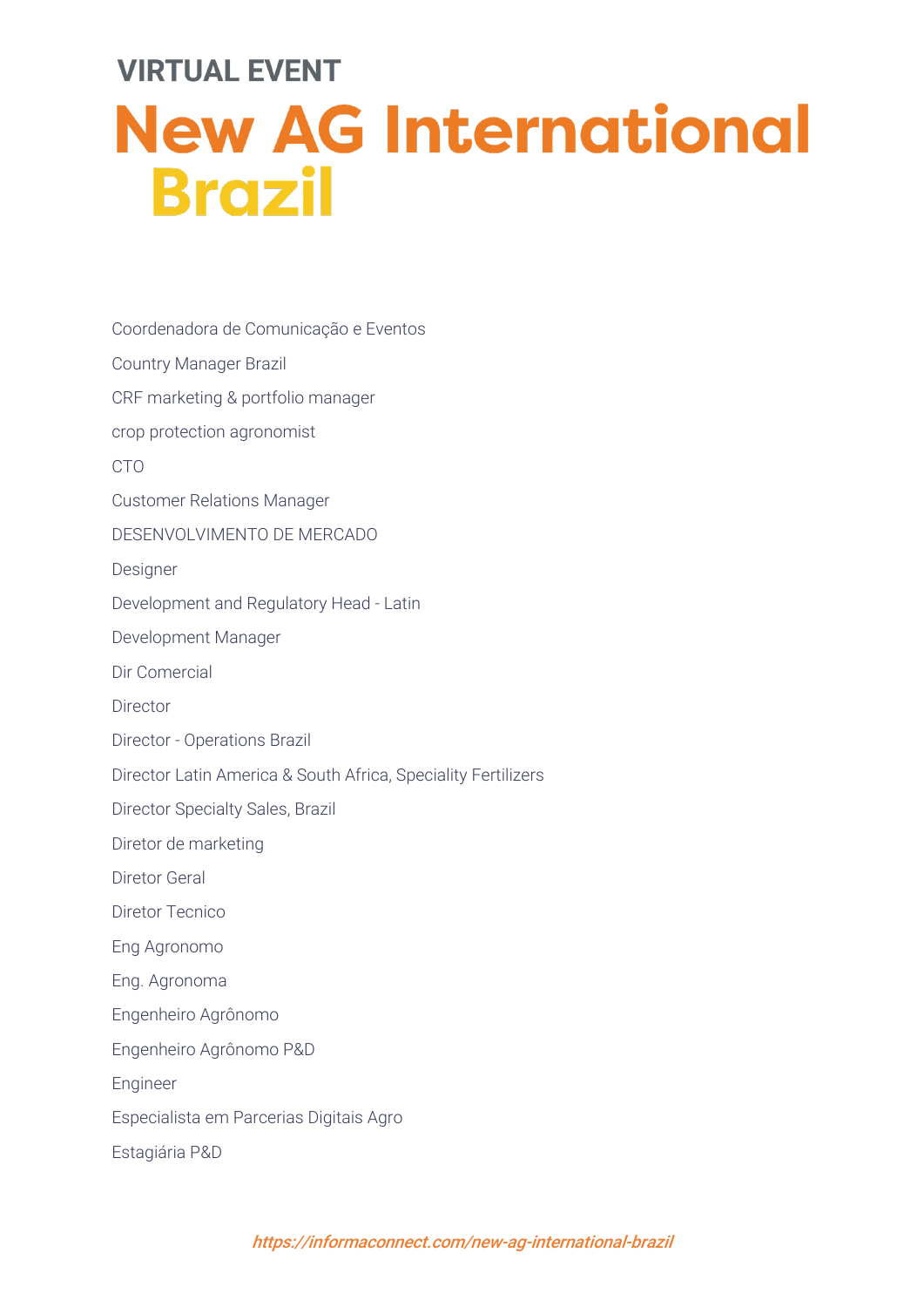# VIRTUAL EVENT

# New AG International Brazil

Coordenadora de Comunicação e Eventos

Country Manager Brazil

CRF marketing & portfolio manager

crop protection agronomist

CTO

Customer Relations Manager

DESENVOLVIMENTO DE MERCADO

Designer

Development and Regulatory Head - Latin

Development Manager

Dir Comercial

Director

Director - Operations Brazil

Director Latin America & South Africa, Speciality Fertilizers

Director Specialty Sales, Brazil

Diretor de marketing

Diretor Geral

Diretor Tecnico

Eng Agronomo

Eng. Agronoma

Engenheiro Agrônomo

Engenheiro Agrônomo P&D

Engineer

Especialista em Parcerias Digitais Agro

Estagiária P&D

*https://informaconnect.com/new-ag-international-brazil*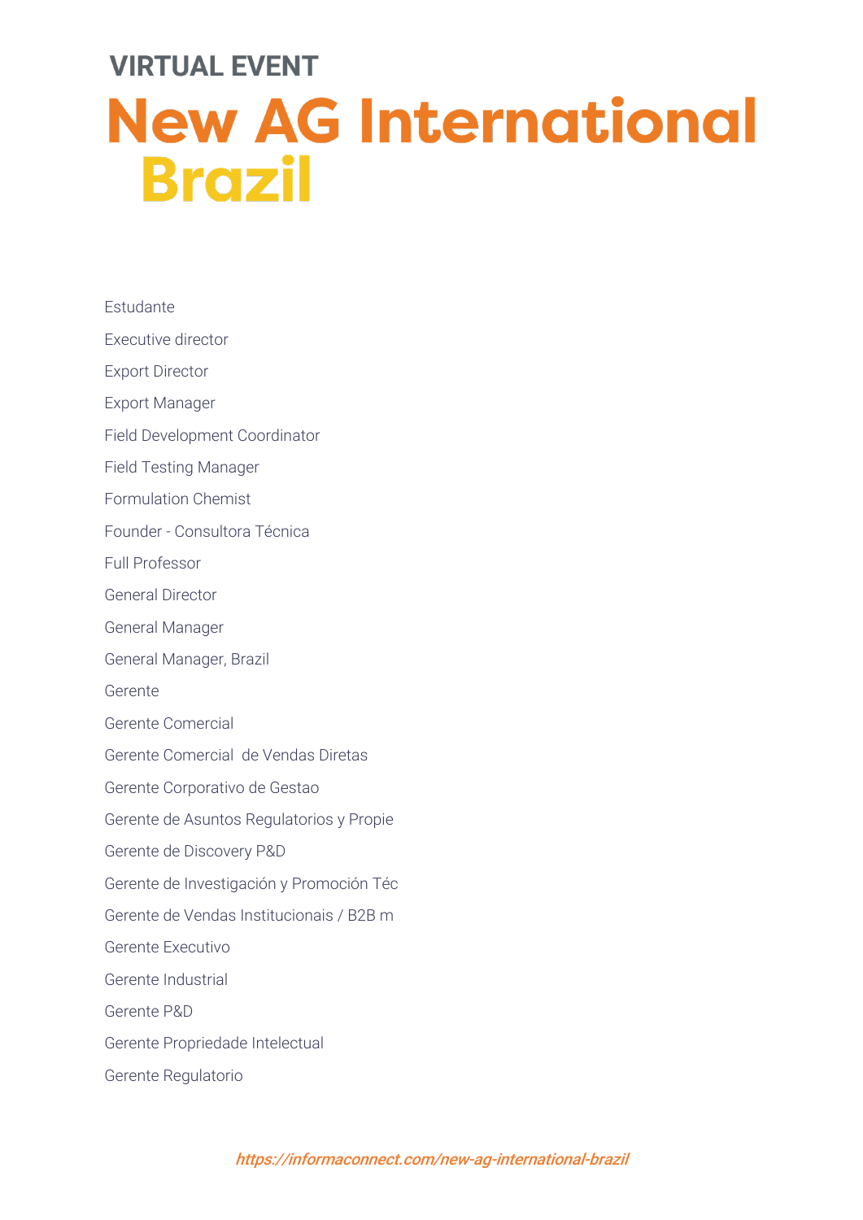VIRTUAL EVENT

# New AG International Brazil

Estudante

Executive director

Export Director

Export Manager

Field Development Coordinator

Field Testing Manager

Formulation Chemist

Founder - Consultora Técnica

Full Professor

General Director

General Manager

General Manager, Brazil

Gerente

Gerente Comercial

Gerente Comercial  de Vendas Diretas

Gerente Corporativo de Gestao

Gerente de Asuntos Regulatorios y Propie

Gerente de Discovery P&D

Gerente de Investigación y Promoción Téc

Gerente de Vendas Institucionais / B2B m

Gerente Executivo

Gerente Industrial

Gerente P&D

Gerente Propriedade Intelectual

Gerente Regulatorio

*https://informaconnect.com/new-ag-international-brazil*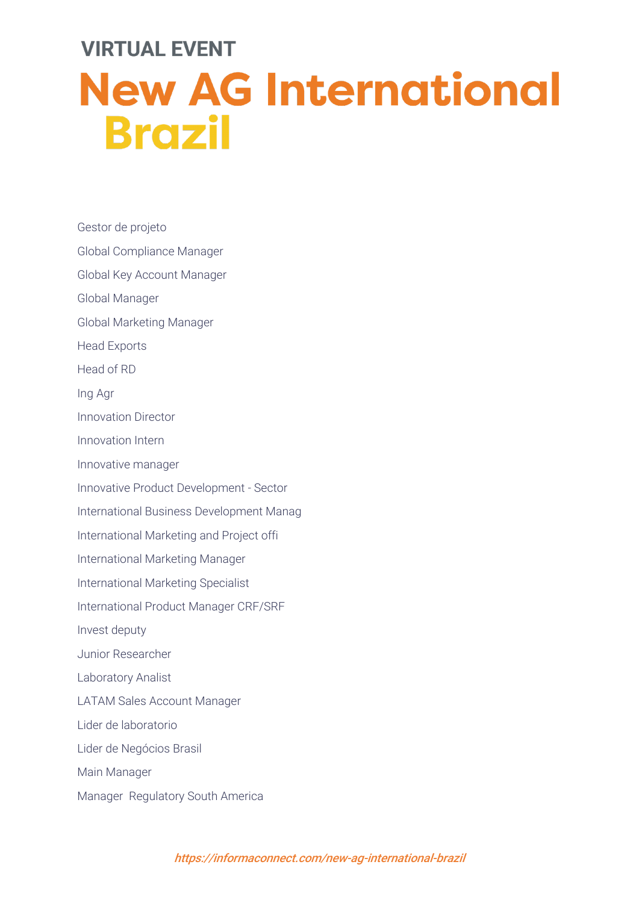Gestor de projeto

Global Compliance Manager

Global Key Account Manager

Global Manager

Global Marketing Manager

Head Exports

Head of RD

Ing Agr

Innovation Director

Innovation Intern

Innovative manager

Innovative Product Development - Sector

International Business Development Manag

International Marketing and Project offi

International Marketing Manager

International Marketing Specialist

International Product Manager CRF/SRF

Invest deputy

Junior Researcher

Laboratory Analist

LATAM Sales Account Manager

Lider de laboratorio

Lider de Negócios Brasil

Main Manager

Manager  Regulatory South America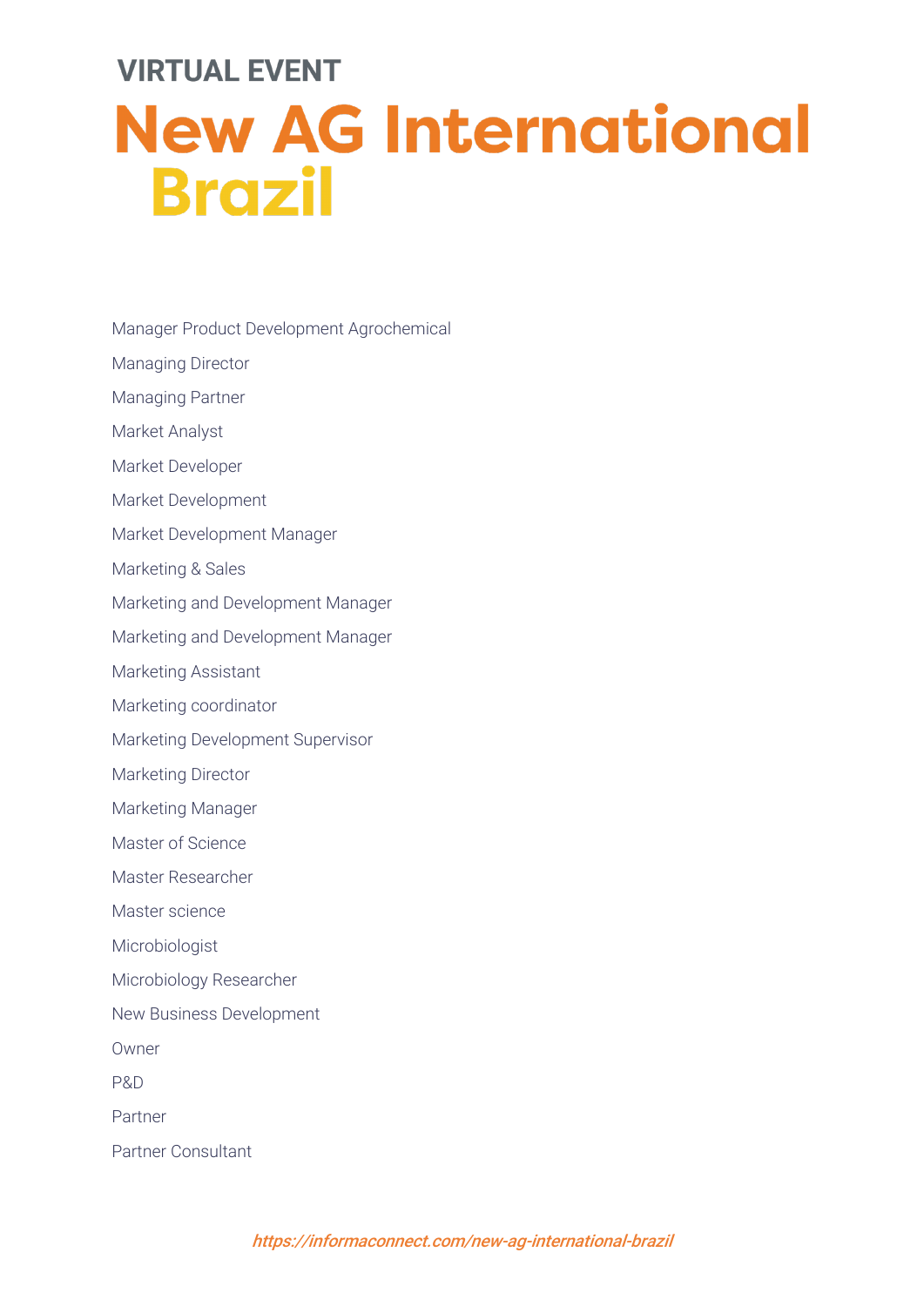VIRTUAL EVENT

# New AG International Brazil

Manager Product Development Agrochemical

Managing Director

Managing Partner

Market Analyst

Market Developer

Market Development

Market Development Manager

Marketing & Sales

Marketing and Development Manager

Marketing and Development Manager

Marketing Assistant

Marketing coordinator

Marketing Development Supervisor

Marketing Director

Marketing Manager

Master of Science

Master Researcher

Master science

Microbiologist

Microbiology Researcher

New Business Development

Owner

P&D

Partner

Partner Consultant

*https://informaconnect.com/new-ag-international-brazil*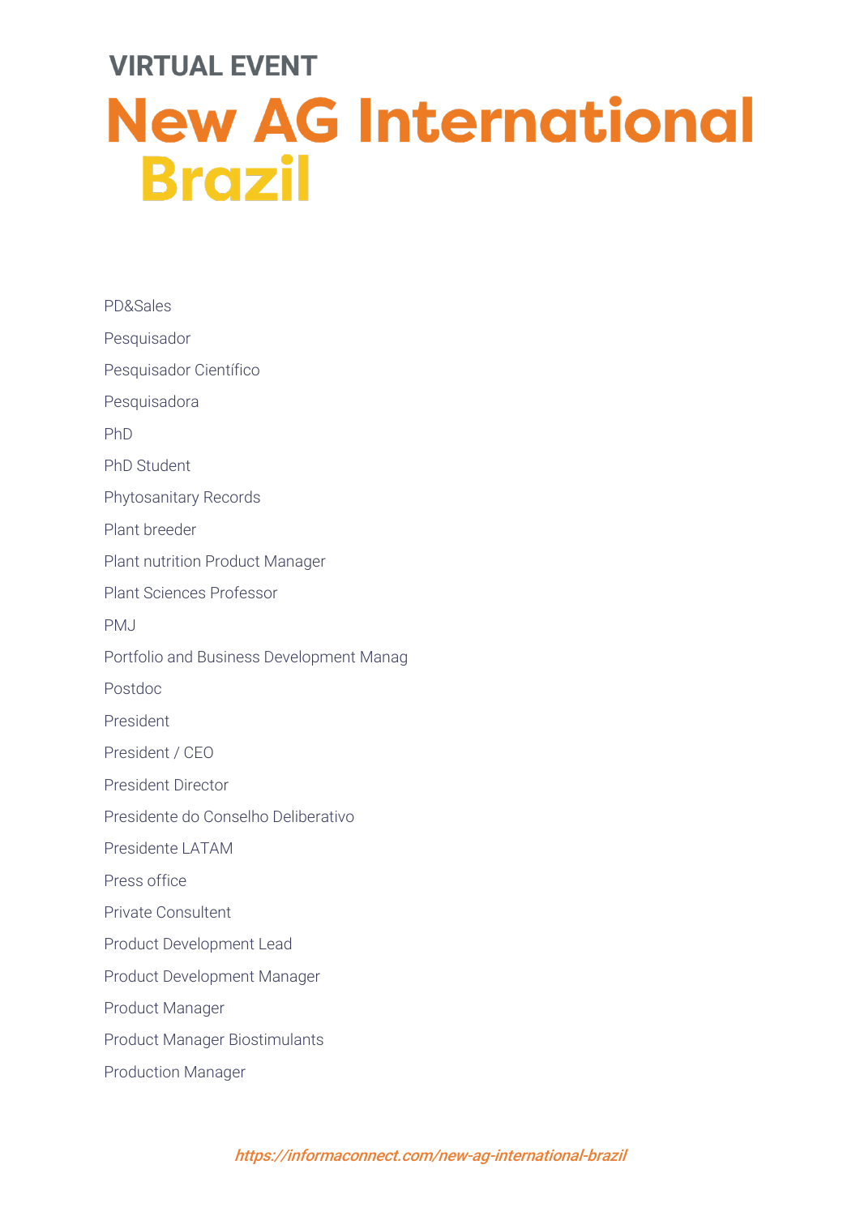PD&Sales

Pesquisador

Pesquisador Científico

Pesquisadora

PhD

PhD Student

Phytosanitary Records

Plant breeder

Plant nutrition Product Manager

Plant Sciences Professor

PMJ

Portfolio and Business Development Manag

Postdoc

President

President / CEO

President Director

Presidente do Conselho Deliberativo

Presidente LATAM

Press office

Private Consultent

Product Development Lead

Product Development Manager

Product Manager

Product Manager Biostimulants

Production Manager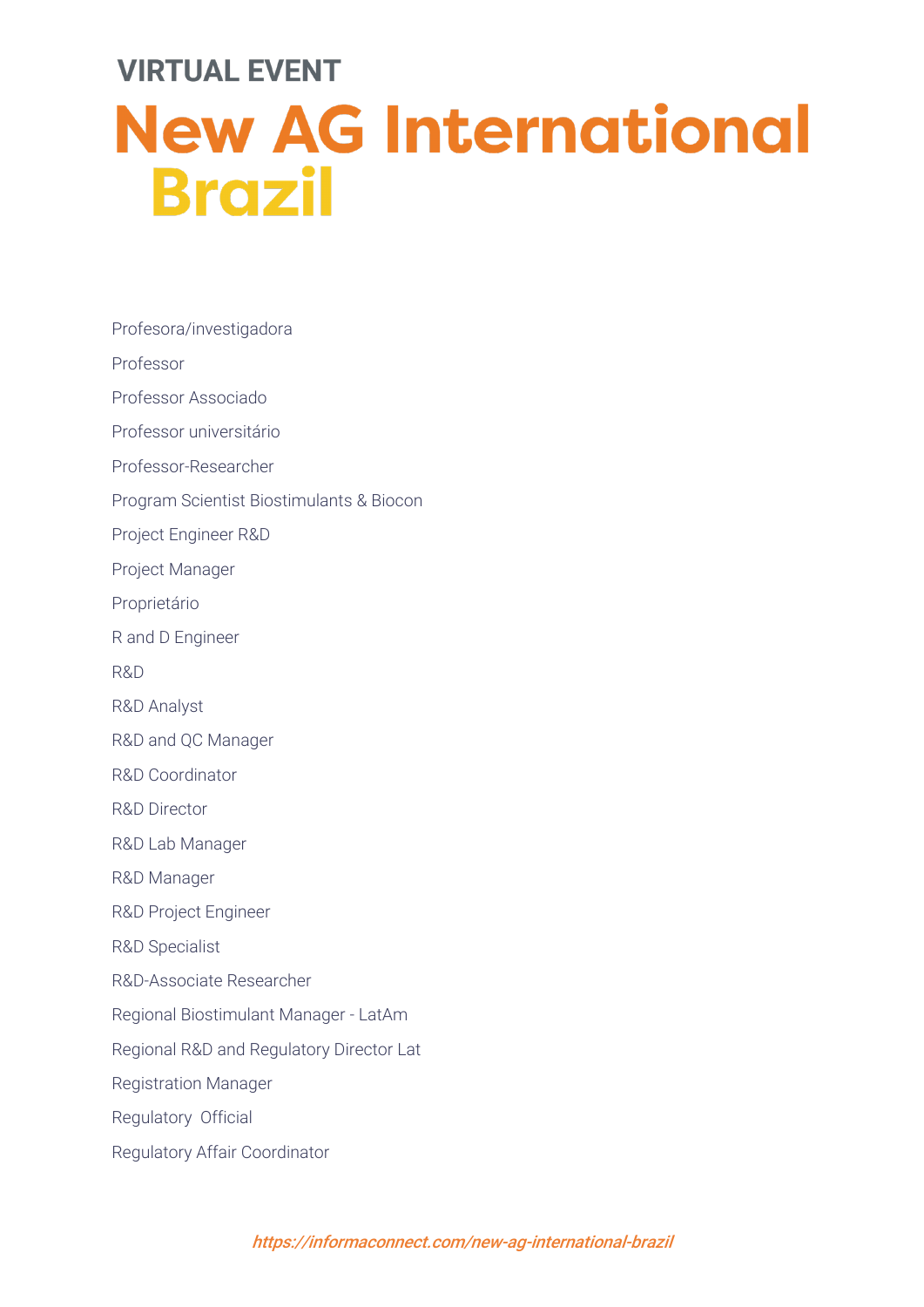VIRTUAL EVENT

# New AG International Brazil

Profesora/investigadora

Professor

Professor Associado

Professor universitário

Professor-Researcher

Program Scientist Biostimulants & Biocon

Project Engineer R&D

Project Manager

Proprietário

R and D Engineer

R&D

R&D Analyst

R&D and QC Manager

R&D Coordinator

R&D Director

R&D Lab Manager

R&D Manager

R&D Project Engineer

R&D Specialist

R&D-Associate Researcher

Regional Biostimulant Manager - LatAm

Regional R&D and Regulatory Director Lat

Registration Manager

Regulatory  Official

Regulatory Affair Coordinator

*https://informaconnect.com/new-ag-international-brazil*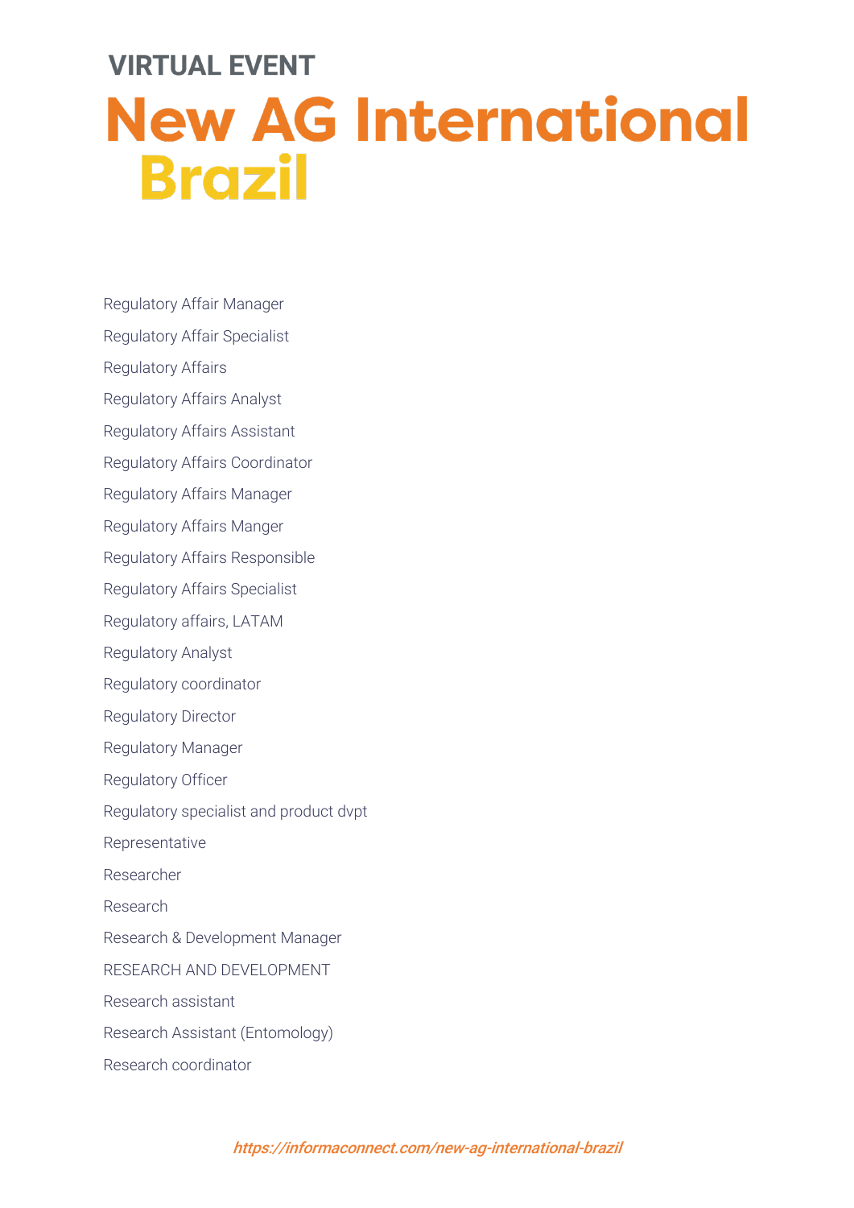VIRTUAL EVENT

# New AG International Brazil

Regulatory Affair Manager

Regulatory Affair Specialist

Regulatory Affairs

Regulatory Affairs Analyst

Regulatory Affairs Assistant

Regulatory Affairs Coordinator

Regulatory Affairs Manager

Regulatory Affairs Manger

Regulatory Affairs Responsible

Regulatory Affairs Specialist

Regulatory affairs, LATAM

Regulatory Analyst

Regulatory coordinator

Regulatory Director

Regulatory Manager

Regulatory Officer

Regulatory specialist and product dvpt

Representative

Researcher

Research

Research & Development Manager

RESEARCH AND DEVELOPMENT

Research assistant

Research Assistant (Entomology)

Research coordinator

*https://informaconnect.com/new-ag-international-brazil*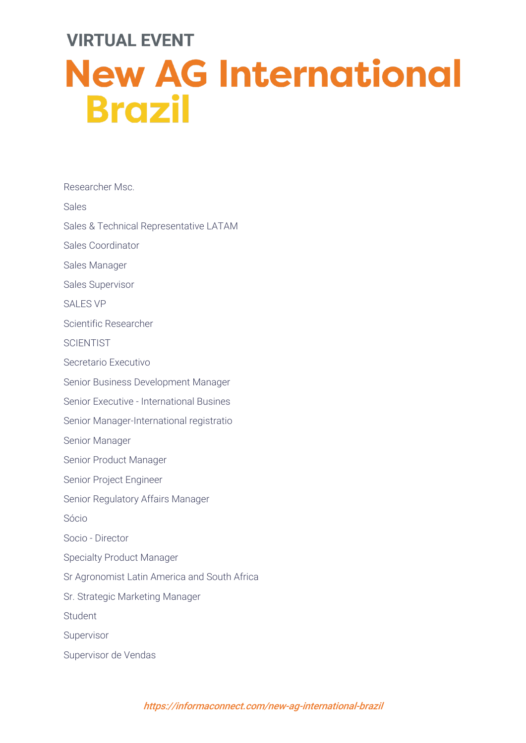VIRTUAL EVENT

# New AG International Brazil

Researcher Msc.

Sales

Sales & Technical Representative LATAM

Sales Coordinator

Sales Manager

Sales Supervisor

SALES VP

Scientific Researcher

SCIENTIST

Secretario Executivo

Senior Business Development Manager

Senior Executive - International Busines

Senior Manager-International registratio

Senior Manager

Senior Product Manager

Senior Project Engineer

Senior Regulatory Affairs Manager

Sócio

Socio - Director

Specialty Product Manager

Sr Agronomist Latin America and South Africa

Sr. Strategic Marketing Manager

Student

Supervisor

Supervisor de Vendas

*https://informaconnect.com/new-ag-international-brazil*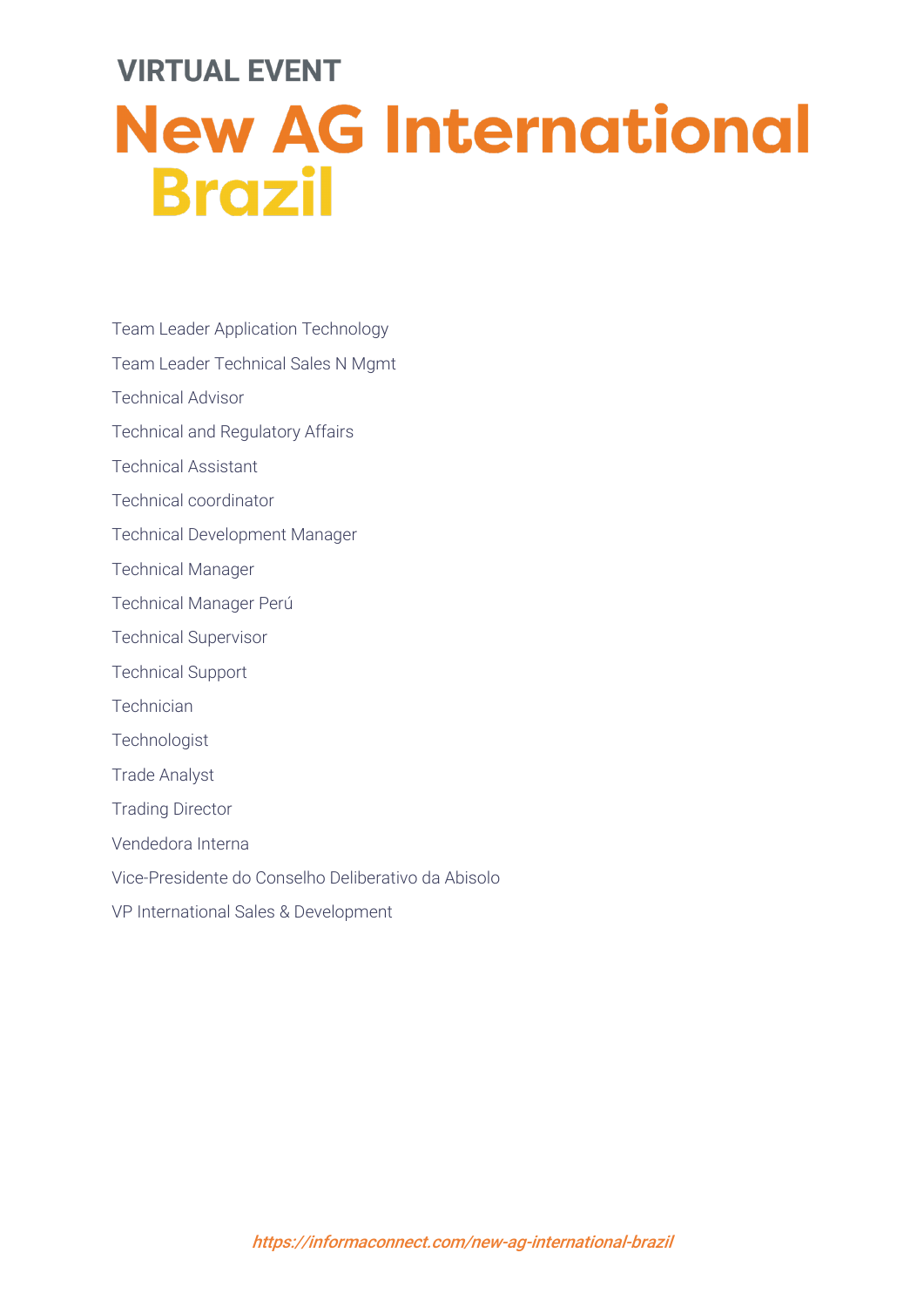VIRTUAL EVENT

# New AG International Brazil

Team Leader Application Technology

Team Leader Technical Sales N Mgmt

Technical Advisor

Technical and Regulatory Affairs

Technical Assistant

Technical coordinator

Technical Development Manager

Technical Manager

Technical Manager Perú

Technical Supervisor

Technical Support

Technician

Technologist

Trade Analyst

Trading Director

Vendedora Interna

Vice-Presidente do Conselho Deliberativo da Abisolo

VP International Sales & Development

*https://informaconnect.com/new-ag-international-brazil*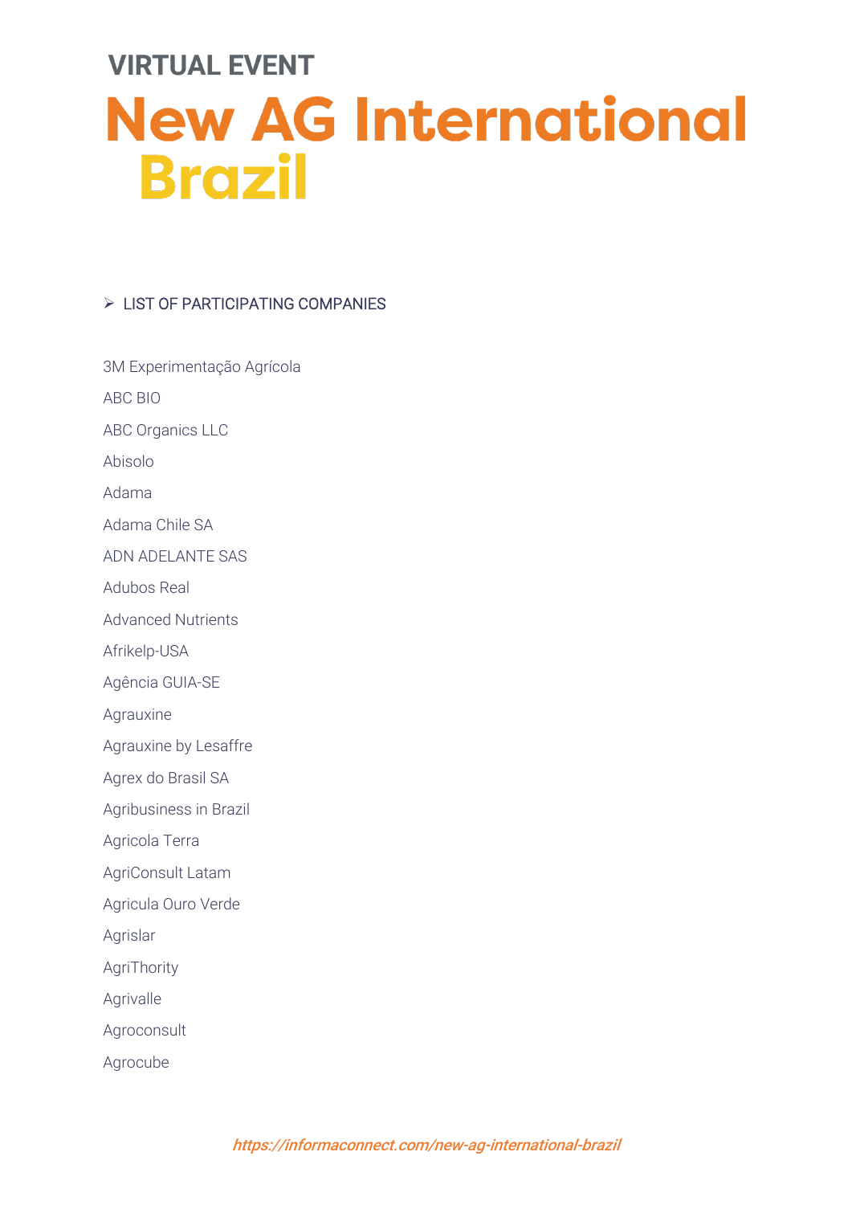VIRTUAL EVENT

# New AG International Brazil

- LIST OF PARTICIPATING COMPANIES

3M Experimentação Agrícola

ABC BIO

ABC Organics LLC

Abisolo

Adama

Adama Chile SA

ADN ADELANTE SAS

Adubos Real

Advanced Nutrients

Afrikelp-USA

Agência GUIA-SE

Agrauxine

Agrauxine by Lesaffre

Agrex do Brasil SA

Agribusiness in Brazil

Agricola Terra

AgriConsult Latam

Agricula Ouro Verde

Agrislar

AgriThority

Agrivalle

Agroconsult

Agrocube

*https://informaconnect.com/new-ag-international-brazil*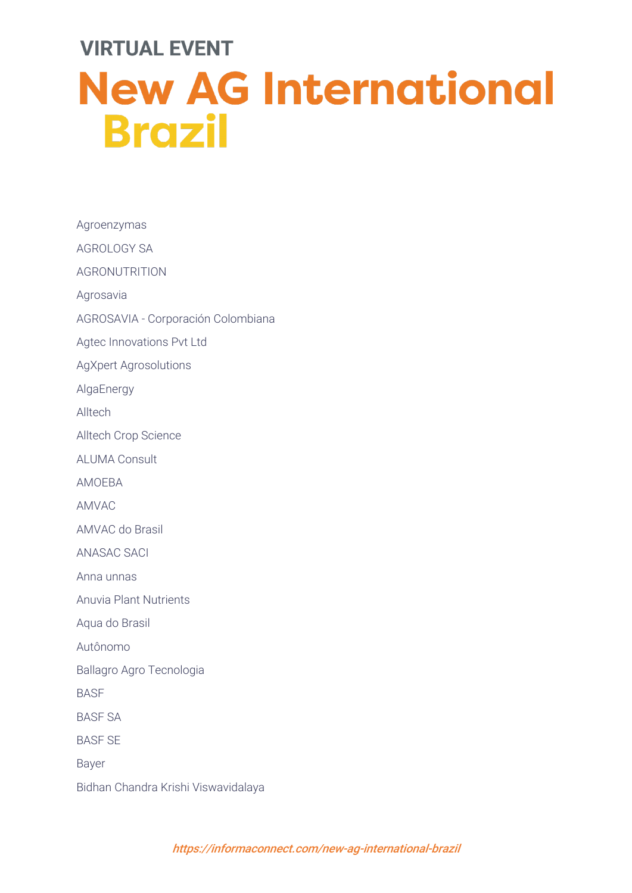VIRTUAL EVENT

# New AG International Brazil

Agroenzymas

AGROLOGY SA

AGRONUTRITION

Agrosavia

AGROSAVIA - Corporación Colombiana

Agtec Innovations Pvt Ltd

AgXpert Agrosolutions

AlgaEnergy

Alltech

Alltech Crop Science

ALUMA Consult

AMOEBA

AMVAC

AMVAC do Brasil

ANASAC SACI

Anna unnas

Anuvia Plant Nutrients

Aqua do Brasil

Autônomo

Ballagro Agro Tecnologia

BASF

BASF SA

BASF SE

Bayer

Bidhan Chandra Krishi Viswavidalaya

https://informaconnect.com/new-ag-international-brazil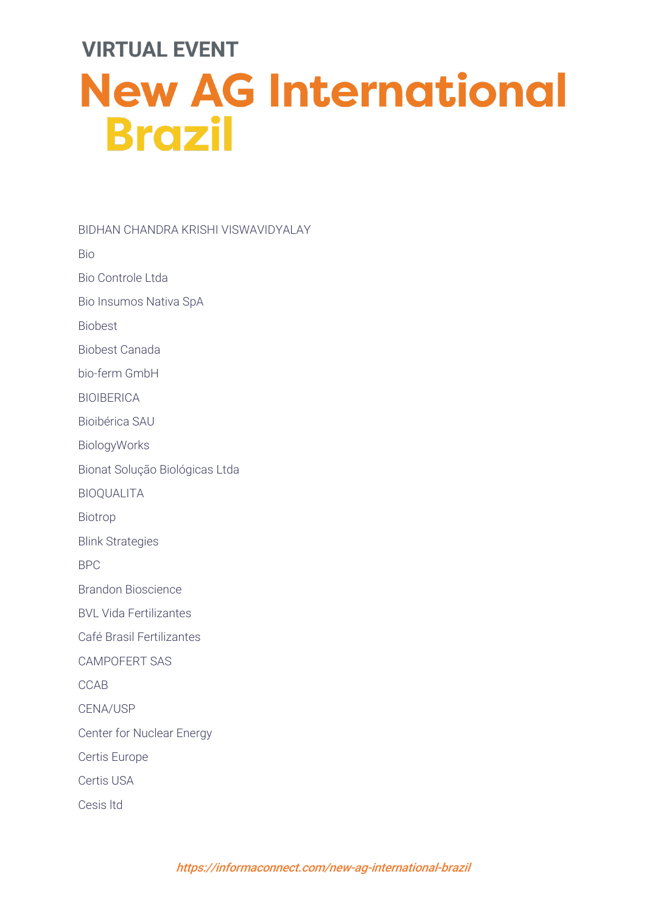VIRTUAL EVENT

# New AG International Brazil

BIDHAN CHANDRA KRISHI VISWAVIDYALAY

Bio

Bio Controle Ltda

Bio Insumos Nativa SpA

Biobest

Biobest Canada

bio-ferm GmbH

BIOIBERICA

Bioibérica SAU

BiologyWorks

Bionat Solução Biológicas Ltda

BIOQUALITA

Biotrop

Blink Strategies

BPC

Brandon Bioscience

BVL Vida Fertilizantes

Café Brasil Fertilizantes

CAMPOFERT SAS

CCAB

CENA/USP

Center for Nuclear Energy

Certis Europe

Certis USA

Cesis ltd

*https://informaconnect.com/new-ag-international-brazil*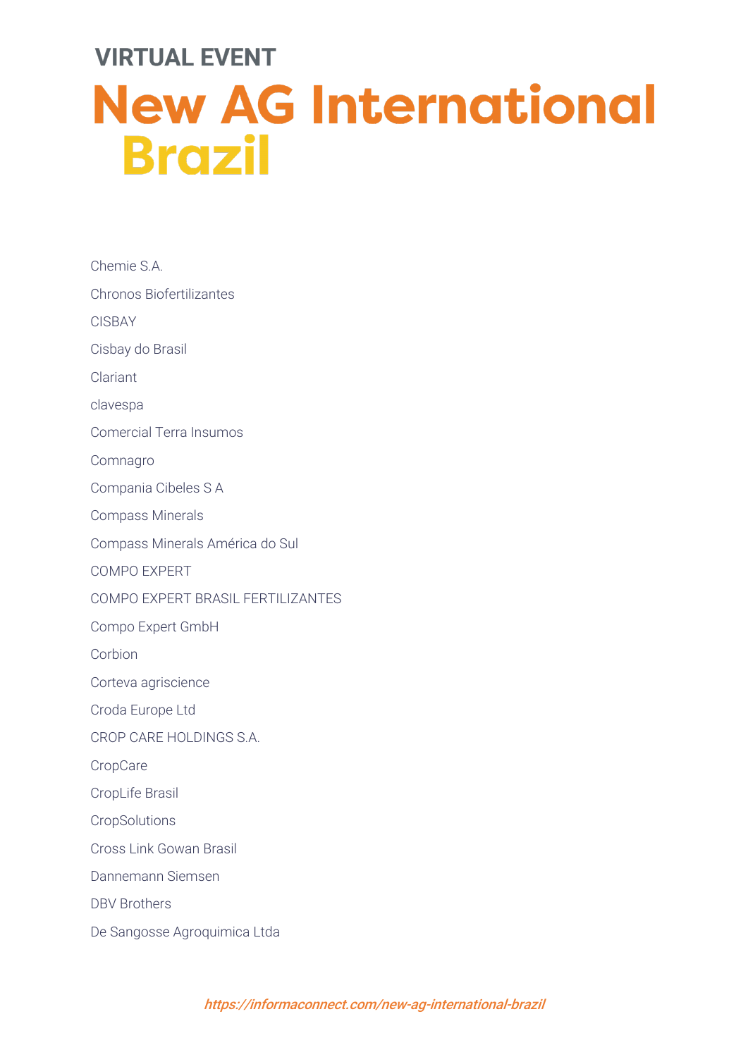Chemie S.A.

Chronos Biofertilizantes

CISBAY

Cisbay do Brasil

Clariant

clavespa

Comercial Terra Insumos

Comnagro

Compania Cibeles S A

Compass Minerals

Compass Minerals América do Sul

COMPO EXPERT

COMPO EXPERT BRASIL FERTILIZANTES

Compo Expert GmbH

Corbion

Corteva agriscience

Croda Europe Ltd

CROP CARE HOLDINGS S.A.

CropCare

CropLife Brasil

CropSolutions

Cross Link Gowan Brasil

Dannemann Siemsen

DBV Brothers

De Sangosse Agroquimica Ltda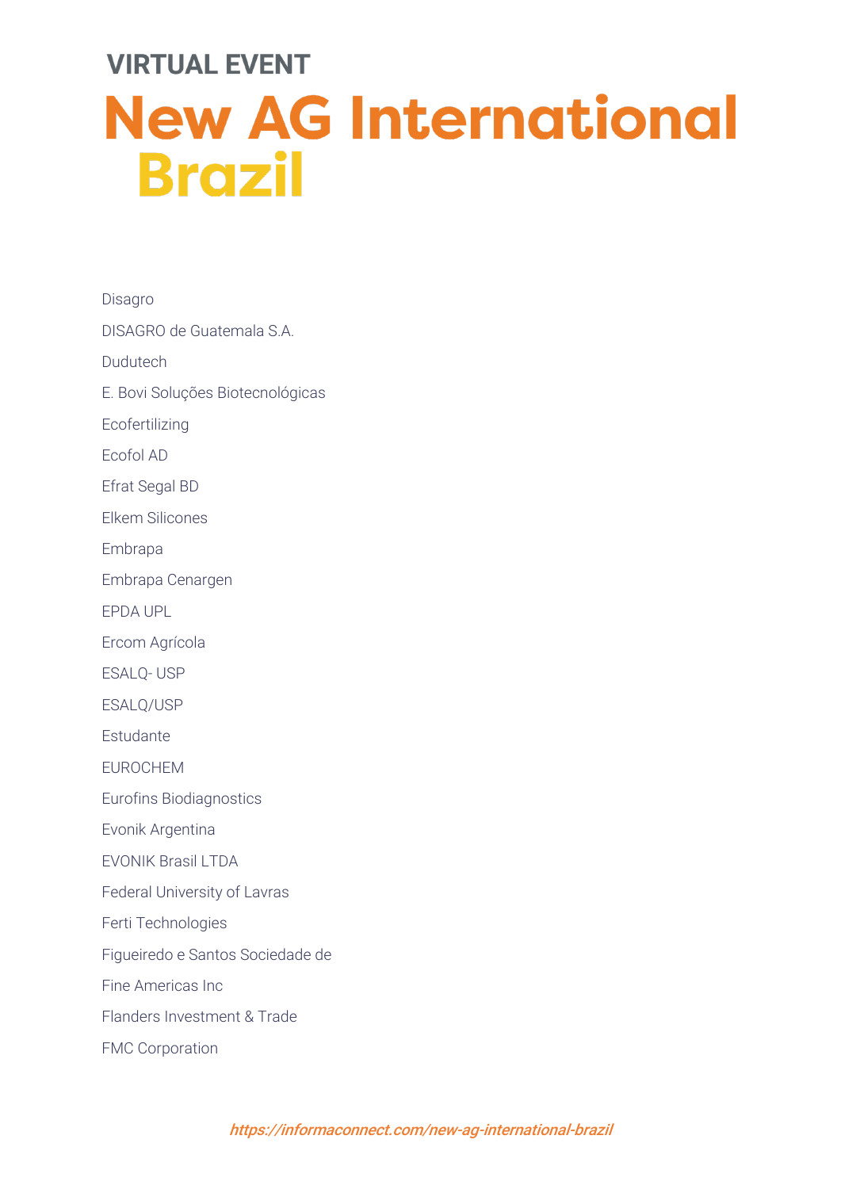VIRTUAL EVENT

# New AG International Brazil

Disagro

DISAGRO de Guatemala S.A.

Dudutech

E. Bovi Soluções Biotecnológicas

Ecofertilizing

Ecofol AD

Efrat Segal BD

Elkem Silicones

Embrapa

Embrapa Cenargen

EPDA UPL

Ercom Agrícola

ESALQ- USP

ESALQ/USP

Estudante

EUROCHEM

Eurofins Biodiagnostics

Evonik Argentina

EVONIK Brasil LTDA

Federal University of Lavras

Ferti Technologies

Figueiredo e Santos Sociedade de

Fine Americas Inc

Flanders Investment & Trade

FMC Corporation

https://informaconnect.com/new-ag-international-brazil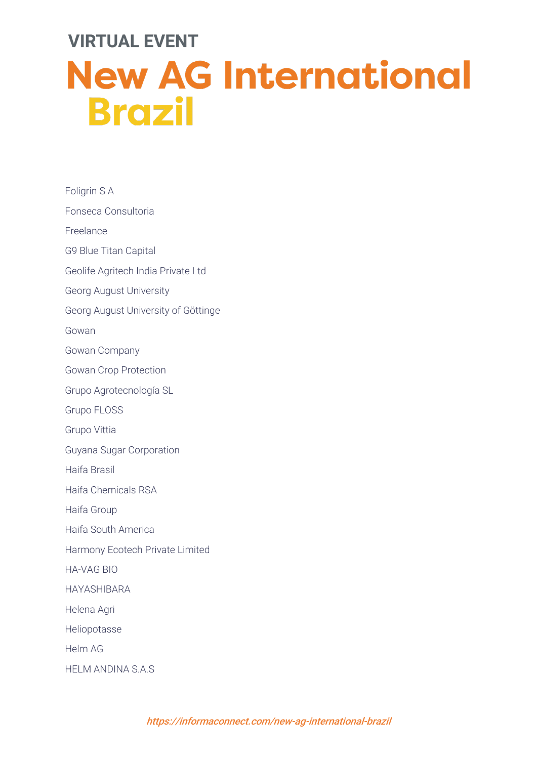Foligrin S A

Fonseca Consultoria

Freelance

G9 Blue Titan Capital

Geolife Agritech India Private Ltd

Georg August University

Georg August University of Göttinge

Gowan

Gowan Company

Gowan Crop Protection

Grupo Agrotecnología SL

Grupo FLOSS

Grupo Vittia

Guyana Sugar Corporation

Haifa Brasil

Haifa Chemicals RSA

Haifa Group

Haifa South America

Harmony Ecotech Private Limited

HA-VAG BIO

HAYASHIBARA

Helena Agri

Heliopotasse

Helm AG

HELM ANDINA S.A.S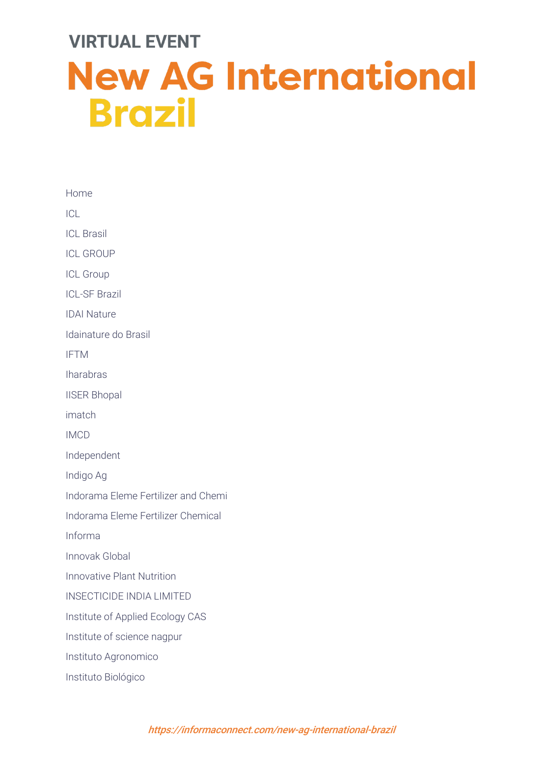VIRTUAL EVENT

# New AG International Brazil

Home

ICL

ICL Brasil

ICL GROUP

ICL Group

ICL-SF Brazil

IDAI Nature

Idainature do Brasil

IFTM

Iharabras

IISER Bhopal

imatch

IMCD

Independent

Indigo Ag

Indorama Eleme Fertilizer and Chemi

Indorama Eleme Fertilizer Chemical

Informa

Innovak Global

Innovative Plant Nutrition

INSECTICIDE INDIA LIMITED

Institute of Applied Ecology CAS

Institute of science nagpur

Instituto Agronomico

Instituto Biológico

https://informaconnect.com/new-ag-international-brazil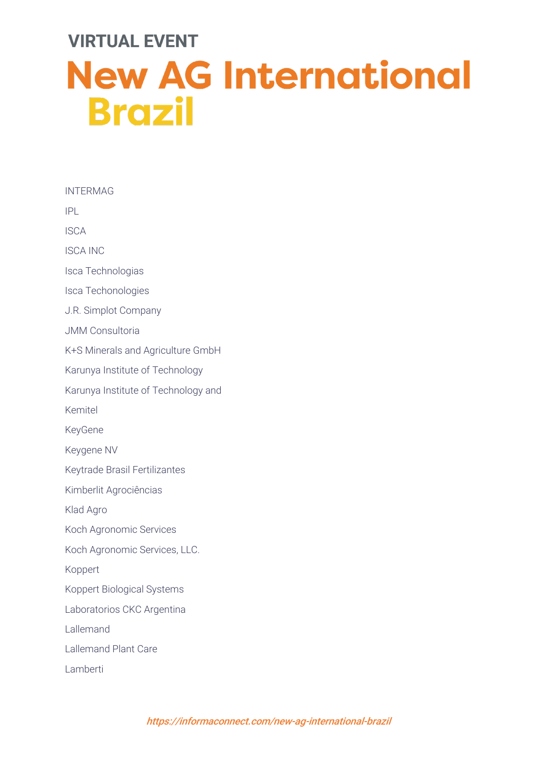INTERMAG

IPL

ISCA

ISCA INC

Isca Technologias

Isca Techonologies

J.R. Simplot Company

JMM Consultoria

K+S Minerals and Agriculture GmbH

Karunya Institute of Technology

Karunya Institute of Technology and

Kemitel

KeyGene

Keygene NV

Keytrade Brasil Fertilizantes

Kimberlit Agrociências

Klad Agro

Koch Agronomic Services

Koch Agronomic Services, LLC.

Koppert

Koppert Biological Systems

Laboratorios CKC Argentina

Lallemand

Lallemand Plant Care

Lamberti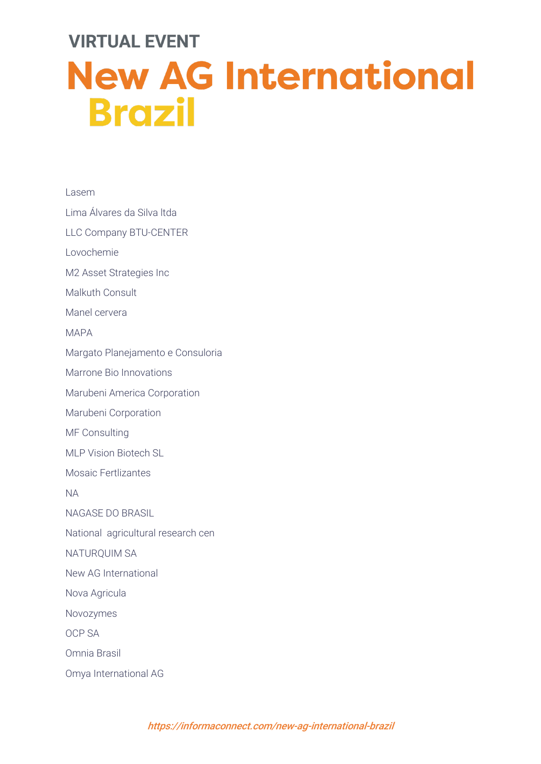# VIRTUAL EVENT

# New AG International Brazil

Lasem

Lima Álvares da Silva ltda

LLC Company BTU-CENTER

Lovochemie

M2 Asset Strategies Inc

Malkuth Consult

Manel cervera

MAPA

Margato Planejamento e Consuloria

Marrone Bio Innovations

Marubeni America Corporation

Marubeni Corporation

MF Consulting

MLP Vision Biotech SL

Mosaic Fertlizantes

NA

NAGASE DO BRASIL

National  agricultural research cen

NATURQUIM SA

New AG International

Nova Agricula

Novozymes

OCP SA

Omnia Brasil

Omya International AG

*https://informaconnect.com/new-ag-international-brazil*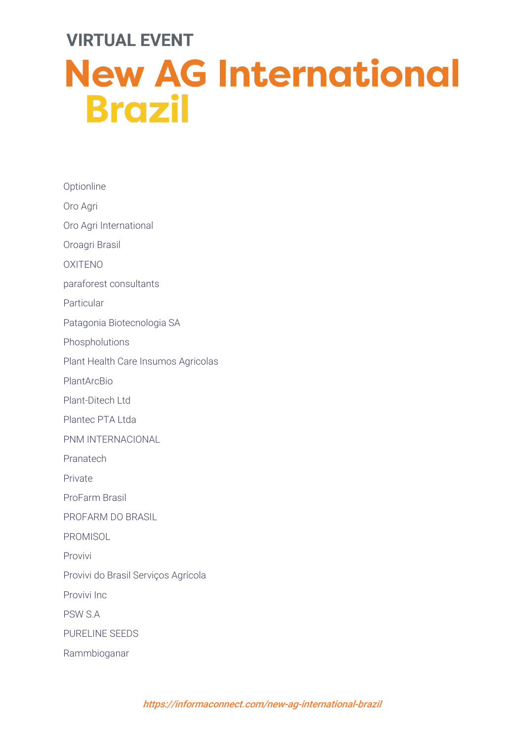Optionline

Oro Agri

Oro Agri International

Oroagri Brasil

OXITENO

paraforest consultants

Particular

Patagonia Biotecnologia SA

Phospholutions

Plant Health Care Insumos Agricolas

PlantArcBio

Plant-Ditech Ltd

Plantec PTA Ltda

PNM INTERNACIONAL

Pranatech

Private

ProFarm Brasil

PROFARM DO BRASIL

PROMISOL

Provivi

Provivi do Brasil Serviços Agrícola

Provivi Inc

PSW S.A

PURELINE SEEDS

Rammbioganar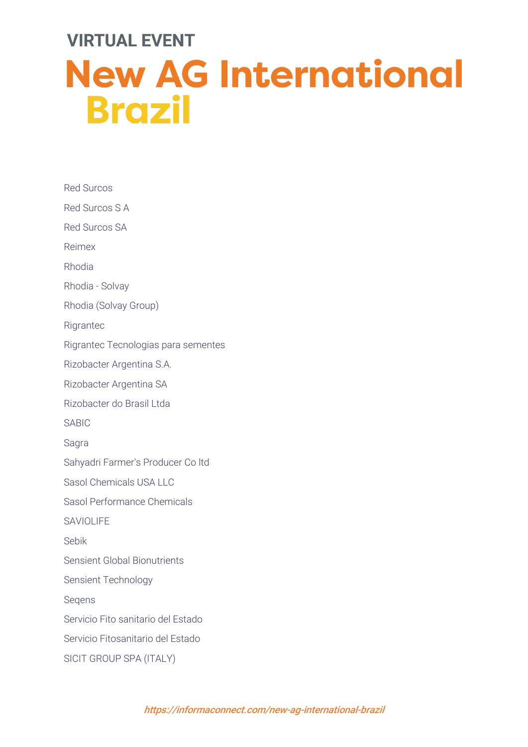Red Surcos

Red Surcos S A

Red Surcos SA

Reimex

Rhodia

Rhodia - Solvay

Rhodia (Solvay Group)

Rigrantec

Rigrantec Tecnologias para sementes

Rizobacter Argentina S.A.

Rizobacter Argentina SA

Rizobacter do Brasil Ltda

SABIC

Sagra

Sahyadri Farmer's Producer Co ltd

Sasol Chemicals USA LLC

Sasol Performance Chemicals

SAVIOLIFE

Sebik

Sensient Global Bionutrients

Sensient Technology

Seqens

Servicio Fito sanitario del Estado

Servicio Fitosanitario del Estado

SICIT GROUP SPA (ITALY)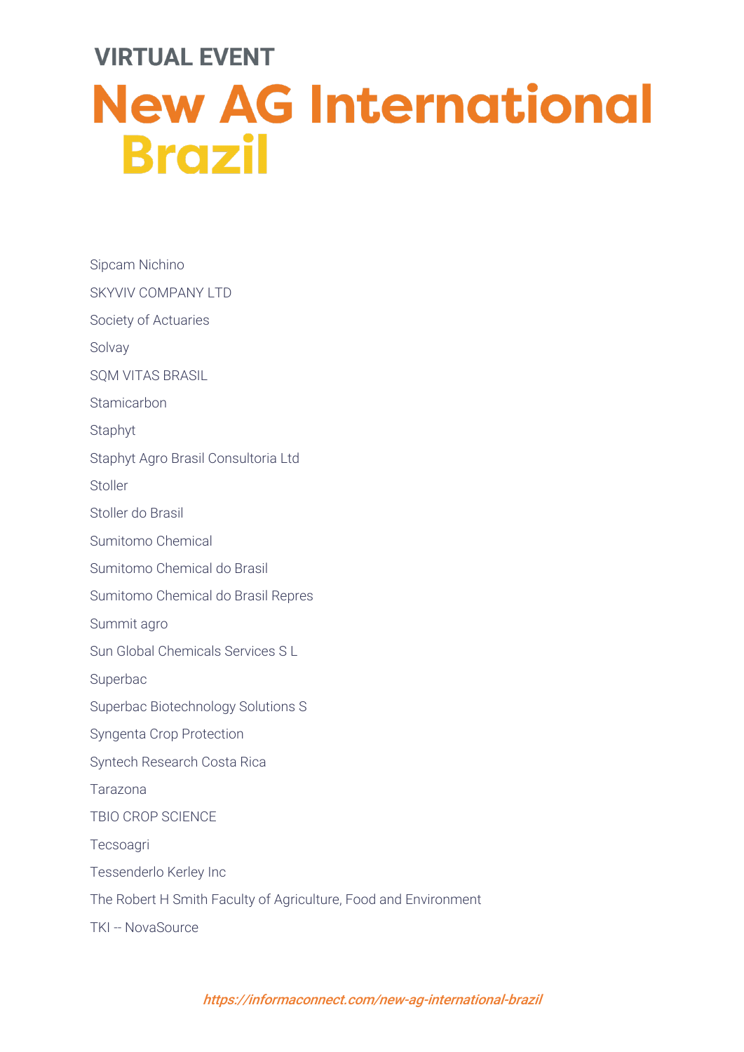VIRTUAL EVENT

# New AG International Brazil

Sipcam Nichino

SKYVIV COMPANY LTD

Society of Actuaries

Solvay

SQM VITAS BRASIL

Stamicarbon

Staphyt

Staphyt Agro Brasil Consultoria Ltd

Stoller

Stoller do Brasil

Sumitomo Chemical

Sumitomo Chemical do Brasil

Sumitomo Chemical do Brasil Repres

Summit agro

Sun Global Chemicals Services S L

Superbac

Superbac Biotechnology Solutions S

Syngenta Crop Protection

Syntech Research Costa Rica

Tarazona

TBIO CROP SCIENCE

Tecsoagri

Tessenderlo Kerley Inc

The Robert H Smith Faculty of Agriculture, Food and Environment

TKI -- NovaSource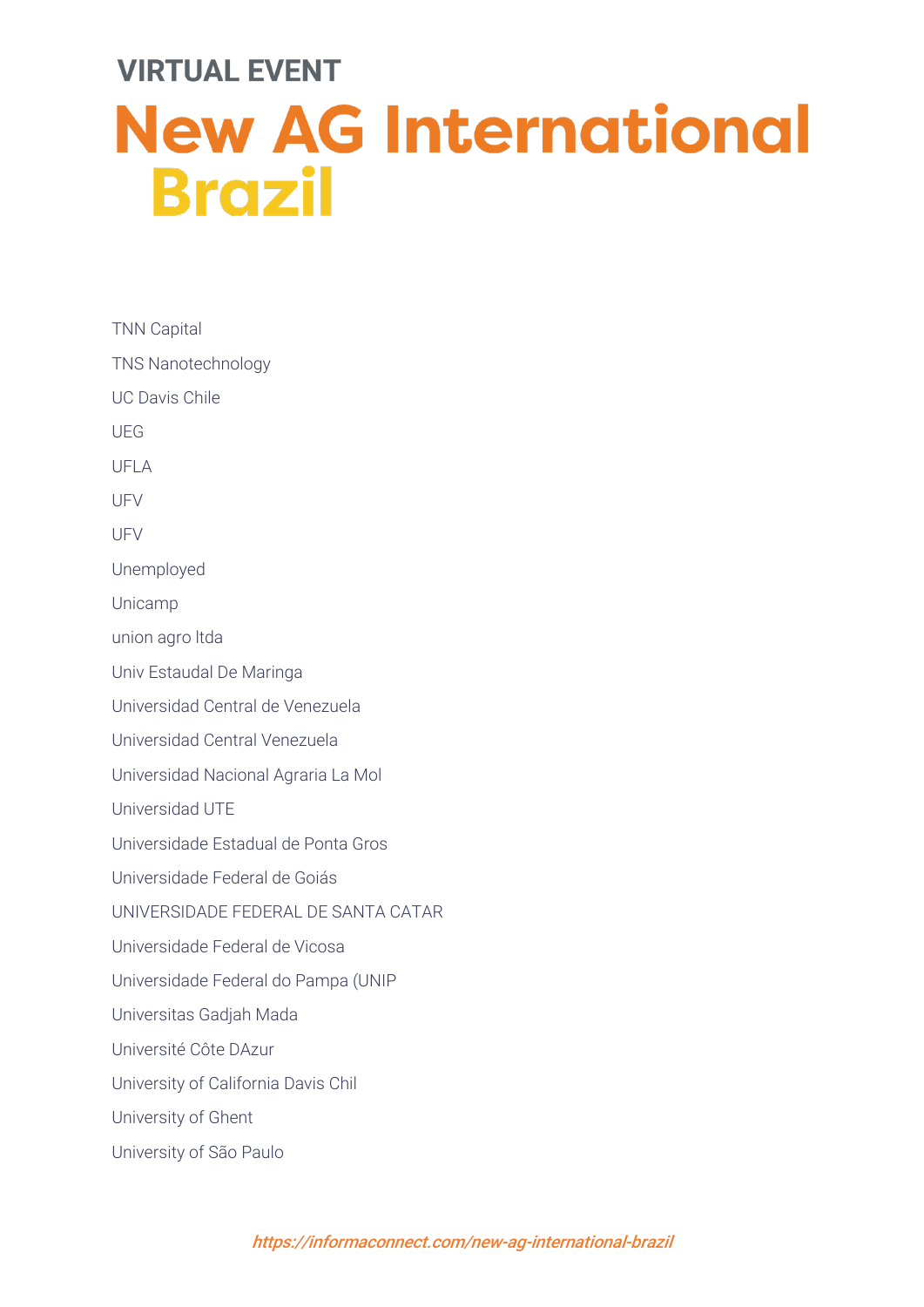VIRTUAL EVENT

# New AG International Brazil

TNN Capital

TNS Nanotechnology

UC Davis Chile

UEG

UFLA

UFV

UFV

Unemployed

Unicamp

union agro ltda

Univ Estaudal De Maringa

Universidad Central de Venezuela

Universidad Central Venezuela

Universidad Nacional Agraria La Mol

Universidad UTE

Universidade Estadual de Ponta Gros

Universidade Federal de Goiás

UNIVERSIDADE FEDERAL DE SANTA CATAR

Universidade Federal de Vicosa

Universidade Federal do Pampa (UNIP

Universitas Gadjah Mada

Université Côte DAzur

University of California Davis Chil

University of Ghent

University of São Paulo

*https://informaconnect.com/new-ag-international-brazil*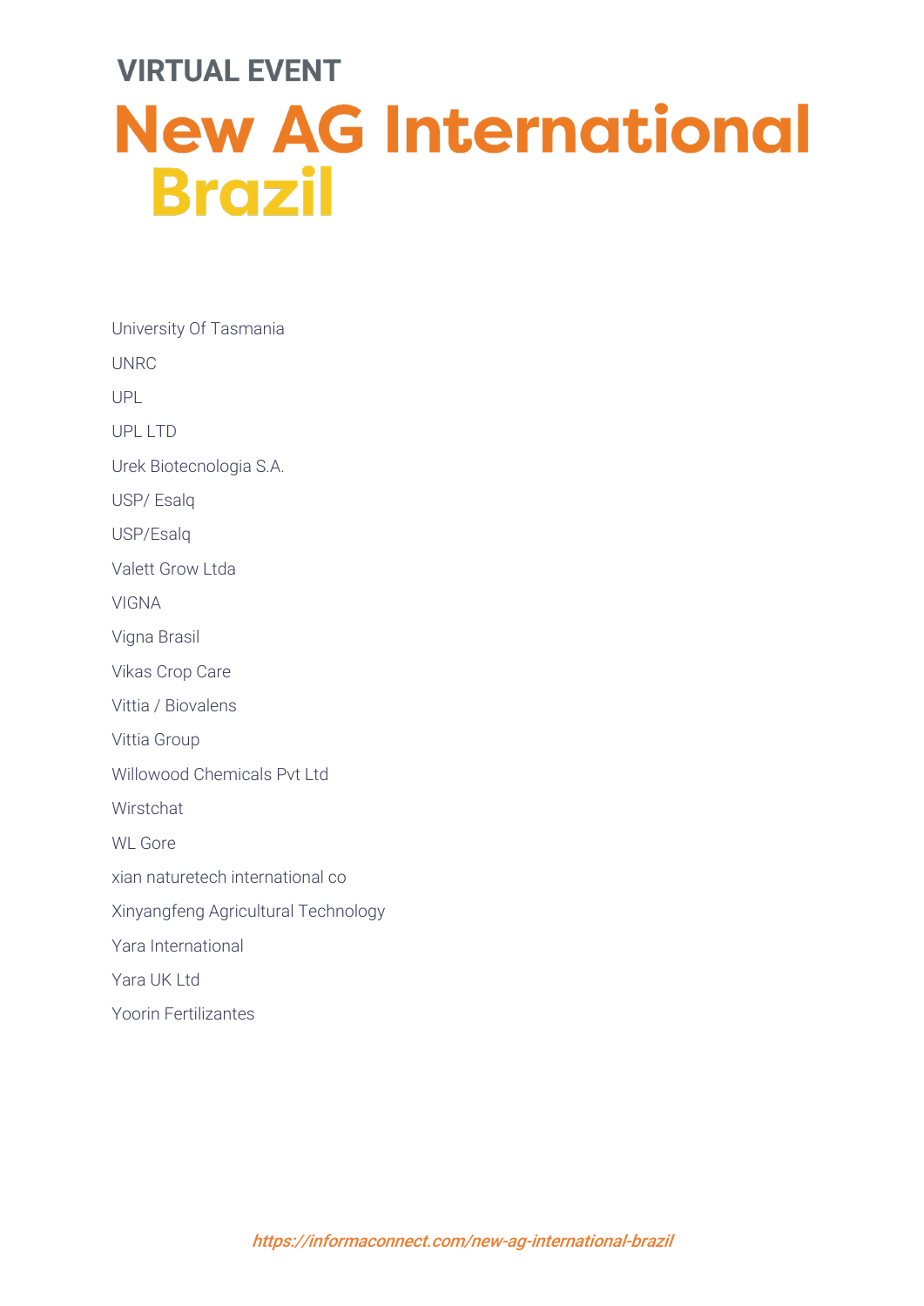VIRTUAL EVENT

# New AG International Brazil

University Of Tasmania

UNRC

UPL

UPL LTD

Urek Biotecnologia S.A.

USP/ Esalq

USP/Esalq

Valett Grow Ltda

VIGNA

Vigna Brasil

Vikas Crop Care

Vittia / Biovalens

Vittia Group

Willowood Chemicals Pvt Ltd

Wirstchat

WL Gore

xian naturetech international co

Xinyangfeng Agricultural Technology

Yara International

Yara UK Ltd

Yoorin Fertilizantes

*https://informaconnect.com/new-ag-international-brazil*